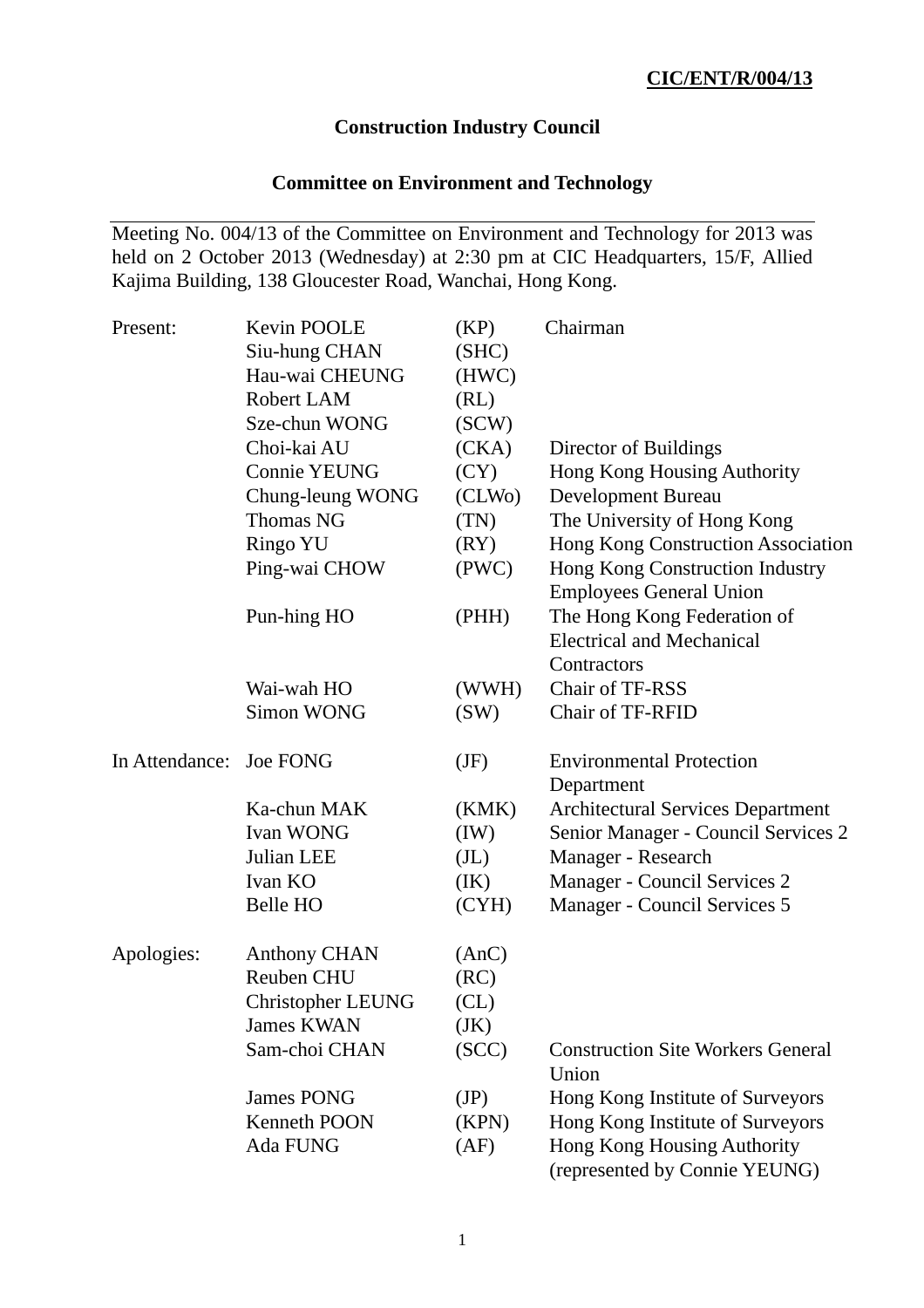**CIC/ENT/R/004/13**

**Construction Industry Council**

**Committee on Environment and Technology**

---

Meeting No. 004/13 of the Committee on Environment and Technology for 2013 was held on 2 October 2013 (Wednesday) at 2:30 pm at CIC Headquarters, 15/F, Allied Kajima Building, 138 Gloucester Road, Wanchai, Hong Kong.

| | | | |
|---|---|---|---|
| Present: | Kevin POOLE | (KP) | Chairman |
| | Siu-hung CHAN | (SHC) | |
| | Hau-wai CHEUNG | (HWC) | |
| | Robert LAM | (RL) | |
| | Sze-chun WONG | (SCW) | |
| | Choi-kai AU | (CKA) | Director of Buildings |
| | Connie YEUNG | (CY) | Hong Kong Housing Authority |
| | Chung-leung WONG | (CLWo) | Development Bureau |
| | Thomas NG | (TN) | The University of Hong Kong |
| | Ringo YU | (RY) | Hong Kong Construction Association |
| | Ping-wai CHOW | (PWC) | Hong Kong Construction Industry Employees General Union |
| | Pun-hing HO | (PHH) | The Hong Kong Federation of Electrical and Mechanical Contractors |
| | Wai-wah HO | (WWH) | Chair of TF-RSS |
| | Simon WONG | (SW) | Chair of TF-RFID |
| In Attendance: | Joe FONG | (JF) | Environmental Protection Department |
| | Ka-chun MAK | (KMK) | Architectural Services Department |
| | Ivan WONG | (IW) | Senior Manager - Council Services 2 |
| | Julian LEE | (JL) | Manager - Research |
| | Ivan KO | (IK) | Manager - Council Services 2 |
| | Belle HO | (CYH) | Manager - Council Services 5 |
| Apologies: | Anthony CHAN | (AnC) | |
| | Reuben CHU | (RC) | |
| | Christopher LEUNG | (CL) | |
| | James KWAN | (JK) | |
| | Sam-choi CHAN | (SCC) | Construction Site Workers General Union |
| | James PONG | (JP) | Hong Kong Institute of Surveyors |
| | Kenneth POON | (KPN) | Hong Kong Institute of Surveyors |
| | Ada FUNG | (AF) | Hong Kong Housing Authority (represented by Connie YEUNG) |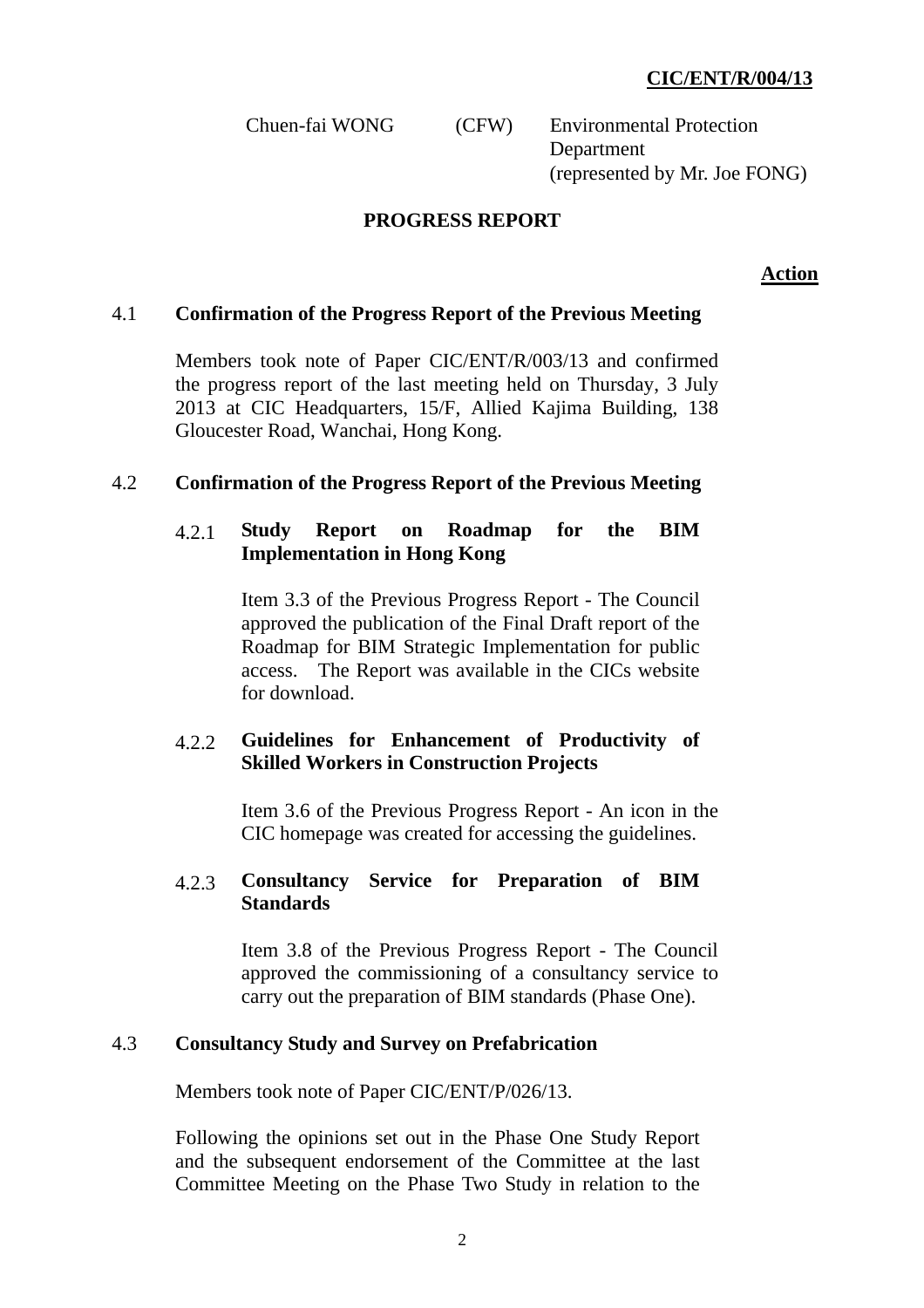Chuen-fai WONG (CFW) Environmental Protection Department (represented by Mr. Joe FONG)

## PROGRESS REPORT

**Action**

**4.1 Confirmation of the Progress Report of the Previous Meeting**

Members took note of Paper CIC/ENT/R/003/13 and confirmed the progress report of the last meeting held on Thursday, 3 July 2013 at CIC Headquarters, 15/F, Allied Kajima Building, 138 Gloucester Road, Wanchai, Hong Kong.

**4.2 Confirmation of the Progress Report of the Previous Meeting**

**4.2.1 Study Report on Roadmap for the BIM Implementation in Hong Kong**

Item 3.3 of the Previous Progress Report - The Council approved the publication of the Final Draft report of the Roadmap for BIM Strategic Implementation for public access. The Report was available in the CICs website for download.

**4.2.2 Guidelines for Enhancement of Productivity of Skilled Workers in Construction Projects**

Item 3.6 of the Previous Progress Report - An icon in the CIC homepage was created for accessing the guidelines.

**4.2.3 Consultancy Service for Preparation of BIM Standards**

Item 3.8 of the Previous Progress Report - The Council approved the commissioning of a consultancy service to carry out the preparation of BIM standards (Phase One).

**4.3 Consultancy Study and Survey on Prefabrication**

Members took note of Paper CIC/ENT/P/026/13.

Following the opinions set out in the Phase One Study Report and the subsequent endorsement of the Committee at the last Committee Meeting on the Phase Two Study in relation to the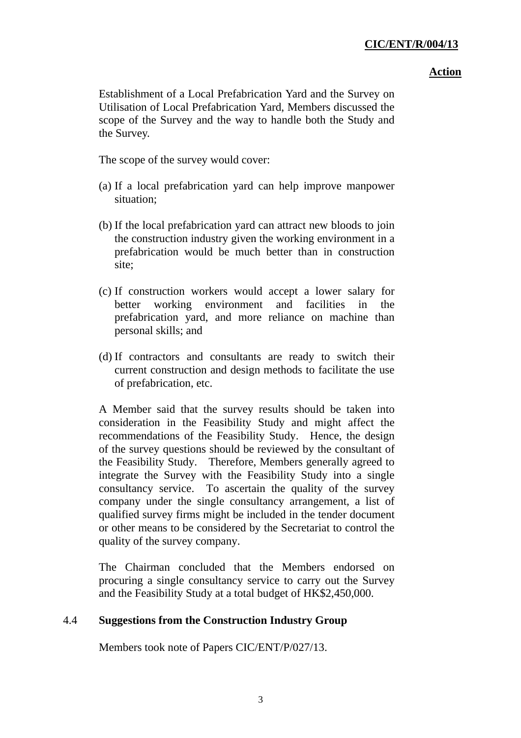Establishment of a Local Prefabrication Yard and the Survey on Utilisation of Local Prefabrication Yard, Members discussed the scope of the Survey and the way to handle both the Study and the Survey.

The scope of the survey would cover:

(a) If a local prefabrication yard can help improve manpower situation;

(b) If the local prefabrication yard can attract new bloods to join the construction industry given the working environment in a prefabrication would be much better than in construction site;

(c) If construction workers would accept a lower salary for better working environment and facilities in the prefabrication yard, and more reliance on machine than personal skills; and

(d) If contractors and consultants are ready to switch their current construction and design methods to facilitate the use of prefabrication, etc.

A Member said that the survey results should be taken into consideration in the Feasibility Study and might affect the recommendations of the Feasibility Study. Hence, the design of the survey questions should be reviewed by the consultant of the Feasibility Study. Therefore, Members generally agreed to integrate the Survey with the Feasibility Study into a single consultancy service. To ascertain the quality of the survey company under the single consultancy arrangement, a list of qualified survey firms might be included in the tender document or other means to be considered by the Secretariat to control the quality of the survey company.

The Chairman concluded that the Members endorsed on procuring a single consultancy service to carry out the Survey and the Feasibility Study at a total budget of HK$2,450,000.

## 4.4 Suggestions from the Construction Industry Group

Members took note of Papers CIC/ENT/P/027/13.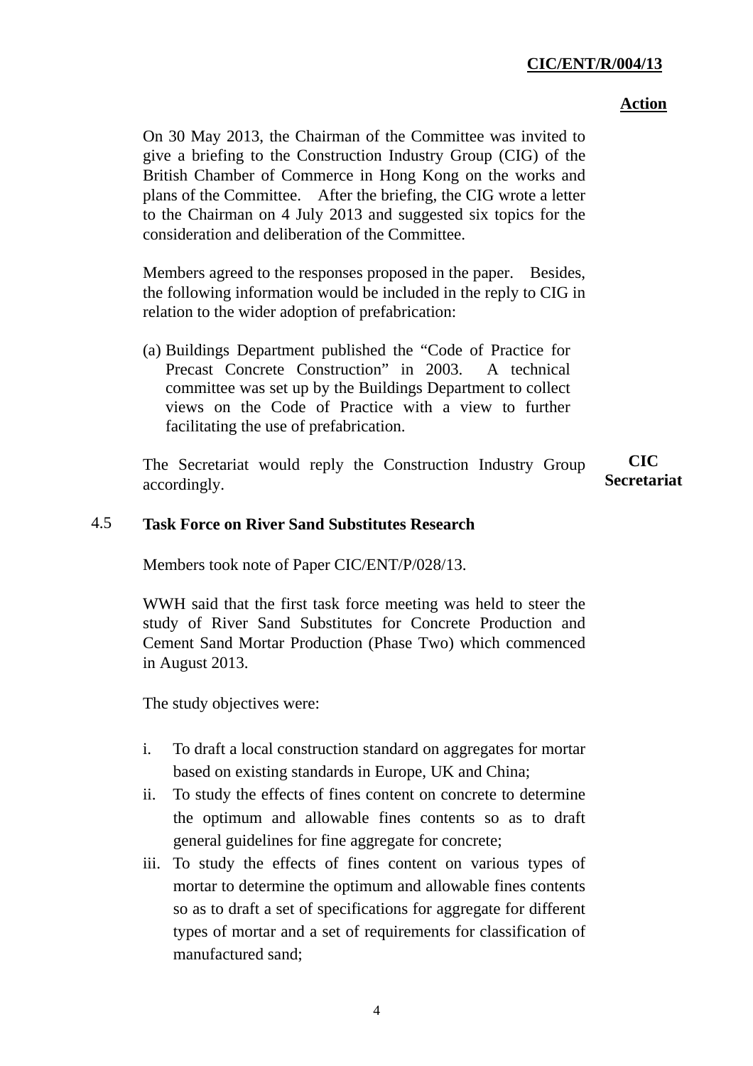**Action**

On 30 May 2013, the Chairman of the Committee was invited to give a briefing to the Construction Industry Group (CIG) of the British Chamber of Commerce in Hong Kong on the works and plans of the Committee. After the briefing, the CIG wrote a letter to the Chairman on 4 July 2013 and suggested six topics for the consideration and deliberation of the Committee.

Members agreed to the responses proposed in the paper. Besides, the following information would be included in the reply to CIG in relation to the wider adoption of prefabrication:

(a) Buildings Department published the "Code of Practice for Precast Concrete Construction" in 2003. A technical committee was set up by the Buildings Department to collect views on the Code of Practice with a view to further facilitating the use of prefabrication.

The Secretariat would reply the Construction Industry Group accordingly. **CIC Secretariat**

## 4.5 Task Force on River Sand Substitutes Research

Members took note of Paper CIC/ENT/P/028/13.

WWH said that the first task force meeting was held to steer the study of River Sand Substitutes for Concrete Production and Cement Sand Mortar Production (Phase Two) which commenced in August 2013.

The study objectives were:

i. To draft a local construction standard on aggregates for mortar based on existing standards in Europe, UK and China;
ii. To study the effects of fines content on concrete to determine the optimum and allowable fines contents so as to draft general guidelines for fine aggregate for concrete;
iii. To study the effects of fines content on various types of mortar to determine the optimum and allowable fines contents so as to draft a set of specifications for aggregate for different types of mortar and a set of requirements for classification of manufactured sand;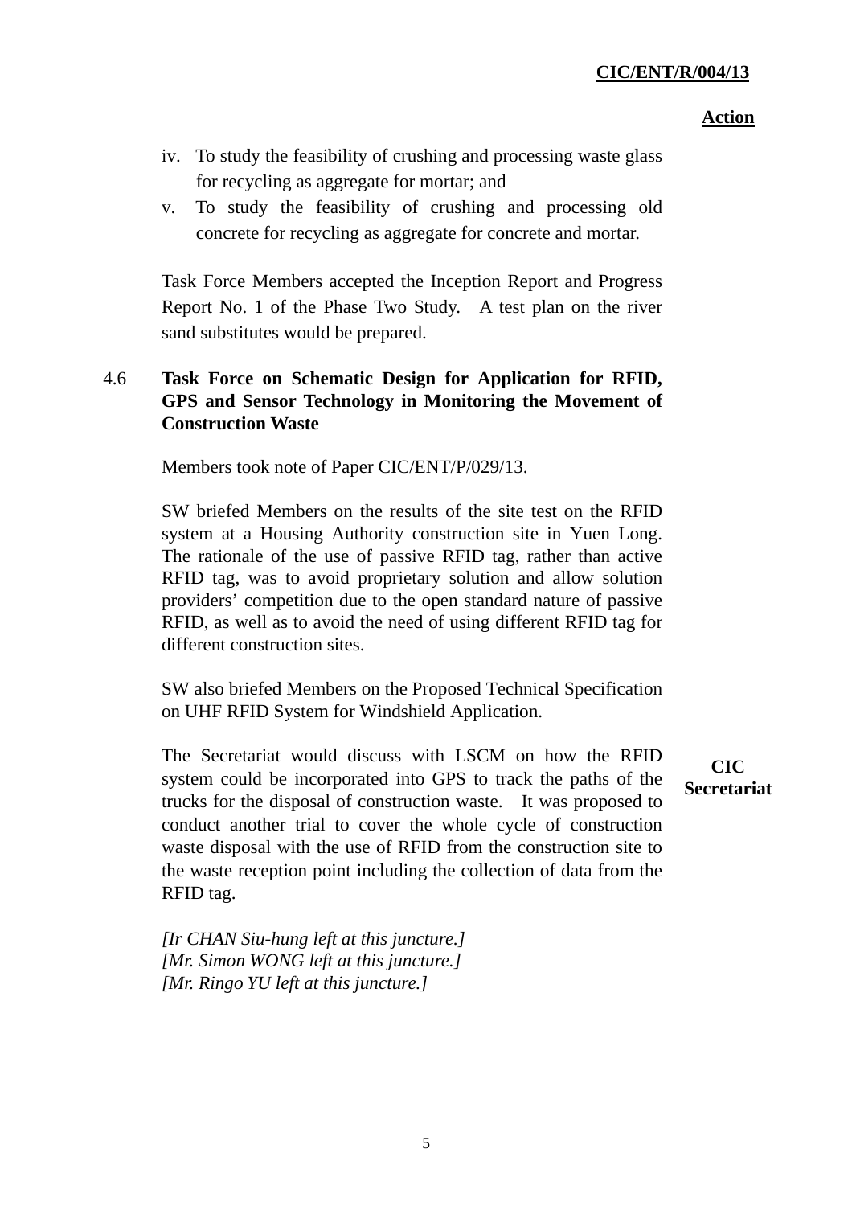**Action**

iv. To study the feasibility of crushing and processing waste glass for recycling as aggregate for mortar; and
v. To study the feasibility of crushing and processing old concrete for recycling as aggregate for concrete and mortar.

Task Force Members accepted the Inception Report and Progress Report No. 1 of the Phase Two Study. A test plan on the river sand substitutes would be prepared.

4.6 **Task Force on Schematic Design for Application for RFID, GPS and Sensor Technology in Monitoring the Movement of Construction Waste**

Members took note of Paper CIC/ENT/P/029/13.

SW briefed Members on the results of the site test on the RFID system at a Housing Authority construction site in Yuen Long. The rationale of the use of passive RFID tag, rather than active RFID tag, was to avoid proprietary solution and allow solution providers' competition due to the open standard nature of passive RFID, as well as to avoid the need of using different RFID tag for different construction sites.

SW also briefed Members on the Proposed Technical Specification on UHF RFID System for Windshield Application.

The Secretariat would discuss with LSCM on how the RFID system could be incorporated into GPS to track the paths of the trucks for the disposal of construction waste. It was proposed to conduct another trial to cover the whole cycle of construction waste disposal with the use of RFID from the construction site to the waste reception point including the collection of data from the RFID tag. **CIC Secretariat**

*[Ir CHAN Siu-hung left at this juncture.]*
*[Mr. Simon WONG left at this juncture.]*
*[Mr. Ringo YU left at this juncture.]*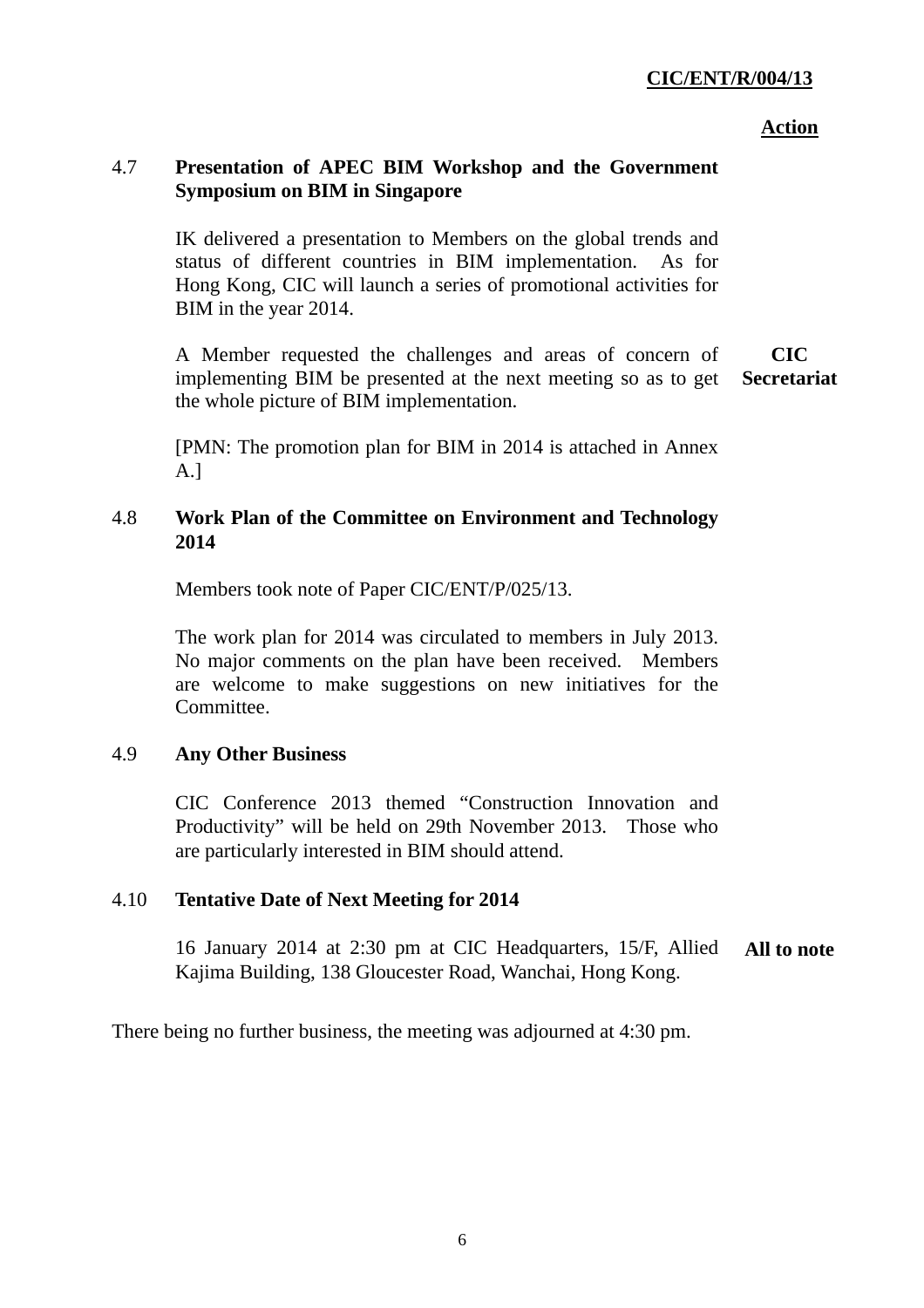**Action**

**4.7 Presentation of APEC BIM Workshop and the Government Symposium on BIM in Singapore**

IK delivered a presentation to Members on the global trends and status of different countries in BIM implementation. As for Hong Kong, CIC will launch a series of promotional activities for BIM in the year 2014.

A Member requested the challenges and areas of concern of implementing BIM be presented at the next meeting so as to get the whole picture of BIM implementation. **CIC Secretariat**

[PMN: The promotion plan for BIM in 2014 is attached in Annex A.]

**4.8 Work Plan of the Committee on Environment and Technology 2014**

Members took note of Paper CIC/ENT/P/025/13.

The work plan for 2014 was circulated to members in July 2013. No major comments on the plan have been received. Members are welcome to make suggestions on new initiatives for the Committee.

**4.9 Any Other Business**

CIC Conference 2013 themed “Construction Innovation and Productivity” will be held on 29th November 2013. Those who are particularly interested in BIM should attend.

**4.10 Tentative Date of Next Meeting for 2014**

16 January 2014 at 2:30 pm at CIC Headquarters, 15/F, Allied Kajima Building, 138 Gloucester Road, Wanchai, Hong Kong. **All to note**

There being no further business, the meeting was adjourned at 4:30 pm.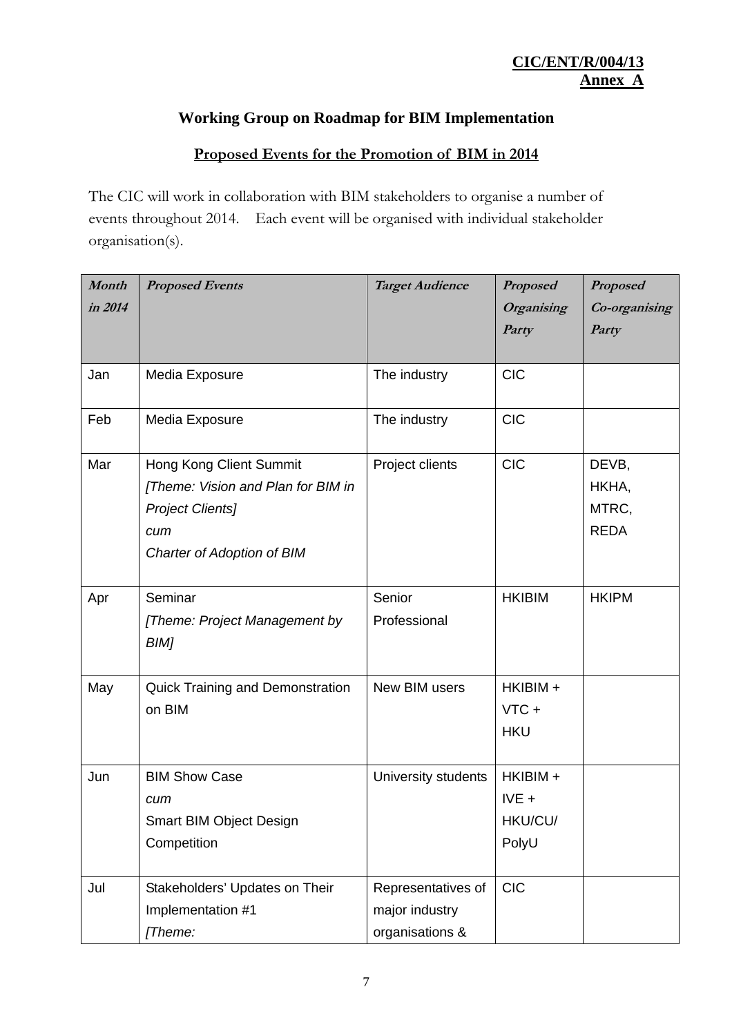**CIC/ENT/R/004/13**
**Annex A**

## Working Group on Roadmap for BIM Implementation

### Proposed Events for the Promotion of BIM in 2014

The CIC will work in collaboration with BIM stakeholders to organise a number of events throughout 2014. Each event will be organised with individual stakeholder organisation(s).

| *Month in 2014* | *Proposed Events* | *Target Audience* | *Proposed Organising Party* | *Proposed Co-organising Party* |
|---|---|---|---|---|
| Jan | Media Exposure | The industry | CIC | |
| Feb | Media Exposure | The industry | CIC | |
| Mar | Hong Kong Client Summit *[Theme: Vision and Plan for BIM in Project Clients]* *cum* *Charter of Adoption of BIM* | Project clients | CIC | DEVB, HKHA, MTRC, REDA |
| Apr | Seminar *[Theme: Project Management by BIM]* | Senior Professional | HKIBIM | HKIPM |
| May | Quick Training and Demonstration on BIM | New BIM users | HKIBIM + VTC + HKU | |
| Jun | BIM Show Case *cum* Smart BIM Object Design Competition | University students | HKIBIM + IVE + HKU/CU/ PolyU | |
| Jul | Stakeholders' Updates on Their Implementation #1 *[Theme:* | Representatives of major industry organisations & | CIC | |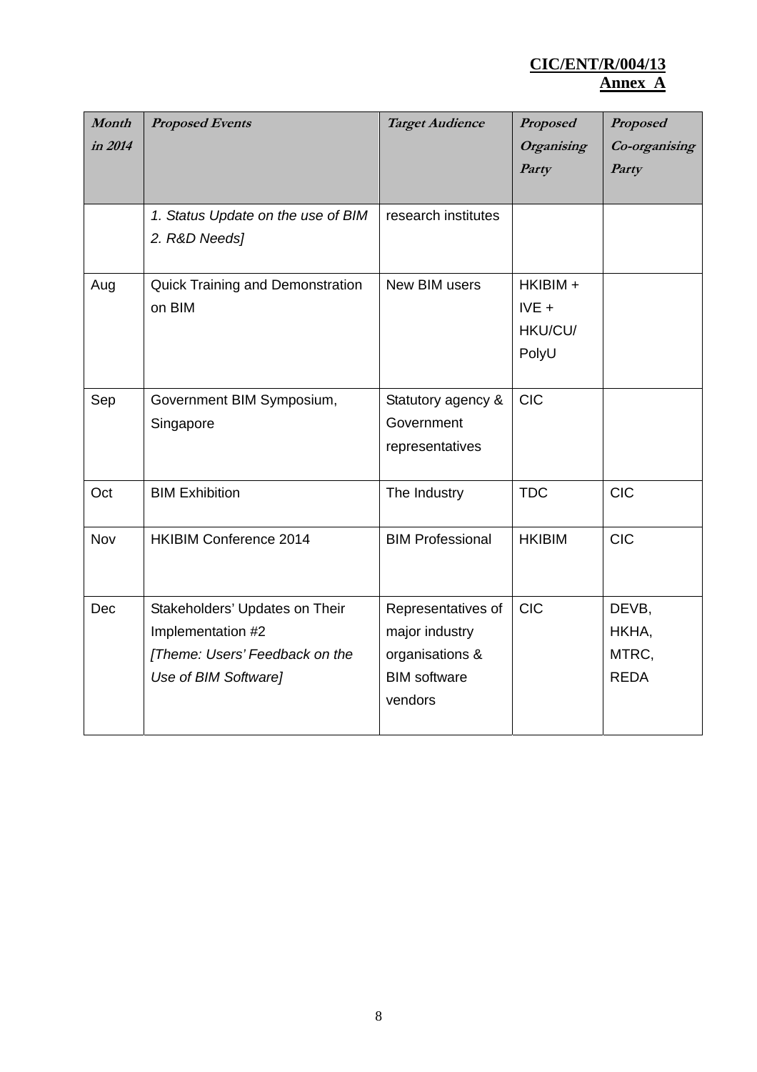**CIC/ENT/R/004/13**
**Annex A**

| *Month in 2014* | *Proposed Events* | *Target Audience* | *Proposed Organising Party* | *Proposed Co-organising Party* |
|---|---|---|---|---|
| | *1. Status Update on the use of BIM*<br>*2. R&D Needs]* | research institutes | | |
| Aug | Quick Training and Demonstration on BIM | New BIM users | HKIBIM + IVE + HKU/CU/ PolyU | |
| Sep | Government BIM Symposium, Singapore | Statutory agency & Government representatives | CIC | |
| Oct | BIM Exhibition | The Industry | TDC | CIC |
| Nov | HKIBIM Conference 2014 | BIM Professional | HKIBIM | CIC |
| Dec | Stakeholders' Updates on Their Implementation #2<br>*[Theme: Users' Feedback on the Use of BIM Software]* | Representatives of major industry organisations & BIM software vendors | CIC | DEVB, HKHA, MTRC, REDA |